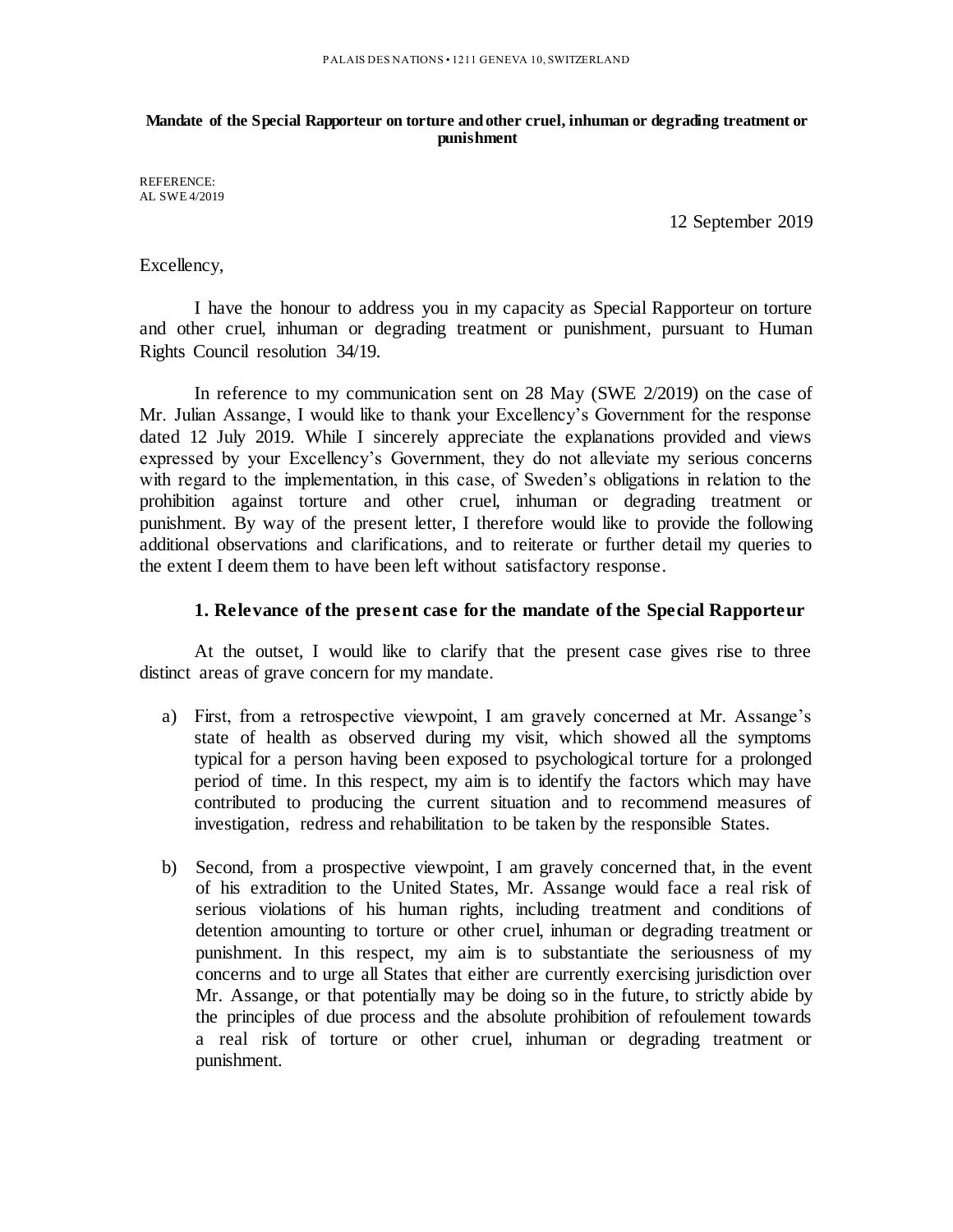PALAIS DES NATIONS • 1211 GENEVA 10, SWITZERLAND

**Mandate of the Special Rapporteur on torture and other cruel, inhuman or degrading treatment or punishment**

REFERENCE:
AL SWE 4/2019

12 September 2019

Excellency,

I have the honour to address you in my capacity as Special Rapporteur on torture and other cruel, inhuman or degrading treatment or punishment, pursuant to Human Rights Council resolution 34/19.

In reference to my communication sent on 28 May (SWE 2/2019) on the case of Mr. Julian Assange, I would like to thank your Excellency's Government for the response dated 12 July 2019. While I sincerely appreciate the explanations provided and views expressed by your Excellency's Government, they do not alleviate my serious concerns with regard to the implementation, in this case, of Sweden's obligations in relation to the prohibition against torture and other cruel, inhuman or degrading treatment or punishment. By way of the present letter, I therefore would like to provide the following additional observations and clarifications, and to reiterate or further detail my queries to the extent I deem them to have been left without satisfactory response.

### 1. Relevance of the present case for the mandate of the Special Rapporteur

At the outset, I would like to clarify that the present case gives rise to three distinct areas of grave concern for my mandate.

a) First, from a retrospective viewpoint, I am gravely concerned at Mr. Assange's state of health as observed during my visit, which showed all the symptoms typical for a person having been exposed to psychological torture for a prolonged period of time. In this respect, my aim is to identify the factors which may have contributed to producing the current situation and to recommend measures of investigation, redress and rehabilitation to be taken by the responsible States.

b) Second, from a prospective viewpoint, I am gravely concerned that, in the event of his extradition to the United States, Mr. Assange would face a real risk of serious violations of his human rights, including treatment and conditions of detention amounting to torture or other cruel, inhuman or degrading treatment or punishment. In this respect, my aim is to substantiate the seriousness of my concerns and to urge all States that either are currently exercising jurisdiction over Mr. Assange, or that potentially may be doing so in the future, to strictly abide by the principles of due process and the absolute prohibition of refoulement towards a real risk of torture or other cruel, inhuman or degrading treatment or punishment.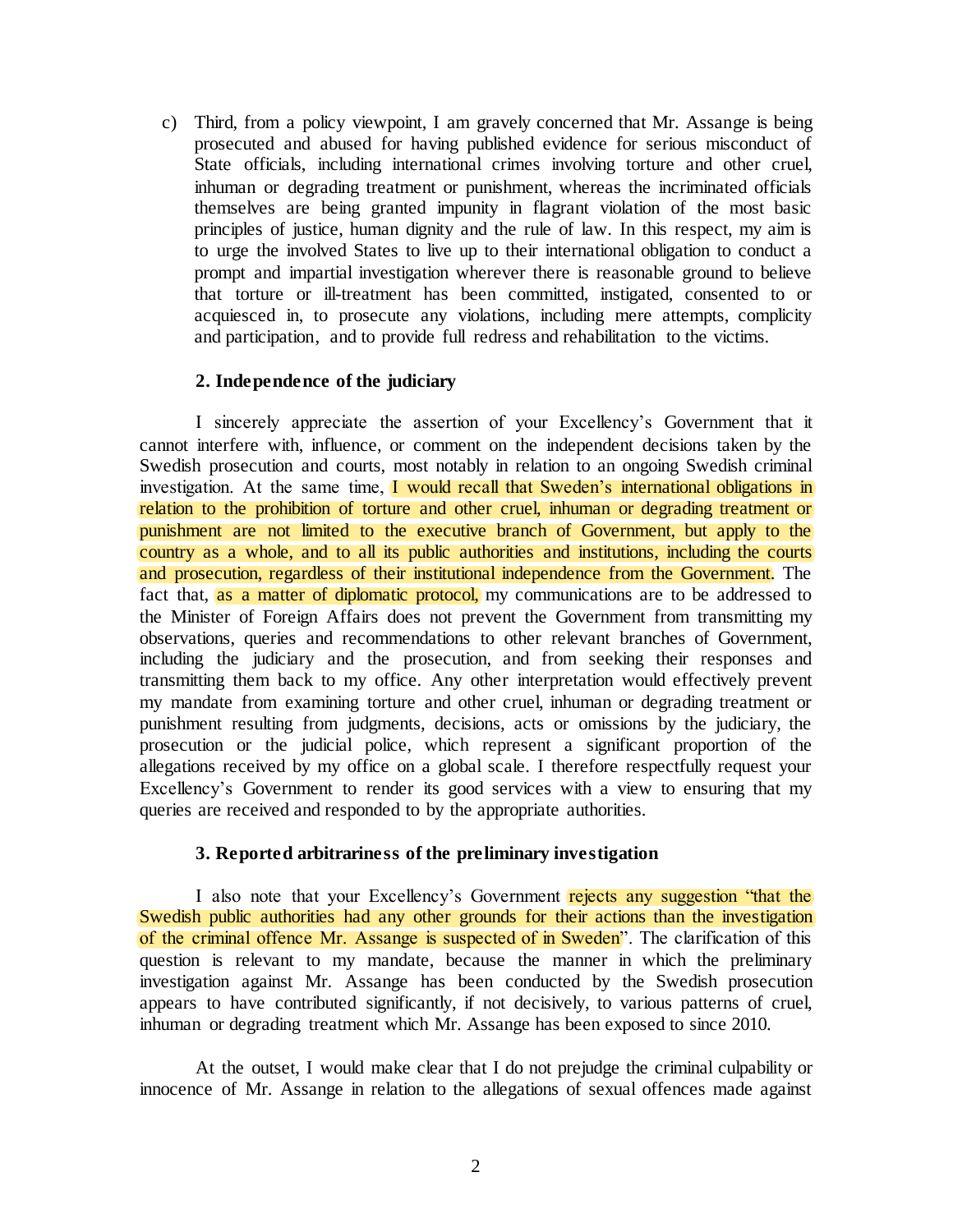c) Third, from a policy viewpoint, I am gravely concerned that Mr. Assange is being prosecuted and abused for having published evidence for serious misconduct of State officials, including international crimes involving torture and other cruel, inhuman or degrading treatment or punishment, whereas the incriminated officials themselves are being granted impunity in flagrant violation of the most basic principles of justice, human dignity and the rule of law. In this respect, my aim is to urge the involved States to live up to their international obligation to conduct a prompt and impartial investigation wherever there is reasonable ground to believe that torture or ill-treatment has been committed, instigated, consented to or acquiesced in, to prosecute any violations, including mere attempts, complicity and participation, and to provide full redress and rehabilitation to the victims.

**2. Independence of the judiciary**

I sincerely appreciate the assertion of your Excellency's Government that it cannot interfere with, influence, or comment on the independent decisions taken by the Swedish prosecution and courts, most notably in relation to an ongoing Swedish criminal investigation. At the same time, I would recall that Sweden's international obligations in relation to the prohibition of torture and other cruel, inhuman or degrading treatment or punishment are not limited to the executive branch of Government, but apply to the country as a whole, and to all its public authorities and institutions, including the courts and prosecution, regardless of their institutional independence from the Government. The fact that, as a matter of diplomatic protocol, my communications are to be addressed to the Minister of Foreign Affairs does not prevent the Government from transmitting my observations, queries and recommendations to other relevant branches of Government, including the judiciary and the prosecution, and from seeking their responses and transmitting them back to my office. Any other interpretation would effectively prevent my mandate from examining torture and other cruel, inhuman or degrading treatment or punishment resulting from judgments, decisions, acts or omissions by the judiciary, the prosecution or the judicial police, which represent a significant proportion of the allegations received by my office on a global scale. I therefore respectfully request your Excellency's Government to render its good services with a view to ensuring that my queries are received and responded to by the appropriate authorities.

**3. Reported arbitrariness of the preliminary investigation**

I also note that your Excellency's Government rejects any suggestion "that the Swedish public authorities had any other grounds for their actions than the investigation of the criminal offence Mr. Assange is suspected of in Sweden". The clarification of this question is relevant to my mandate, because the manner in which the preliminary investigation against Mr. Assange has been conducted by the Swedish prosecution appears to have contributed significantly, if not decisively, to various patterns of cruel, inhuman or degrading treatment which Mr. Assange has been exposed to since 2010.

At the outset, I would make clear that I do not prejudge the criminal culpability or innocence of Mr. Assange in relation to the allegations of sexual offences made against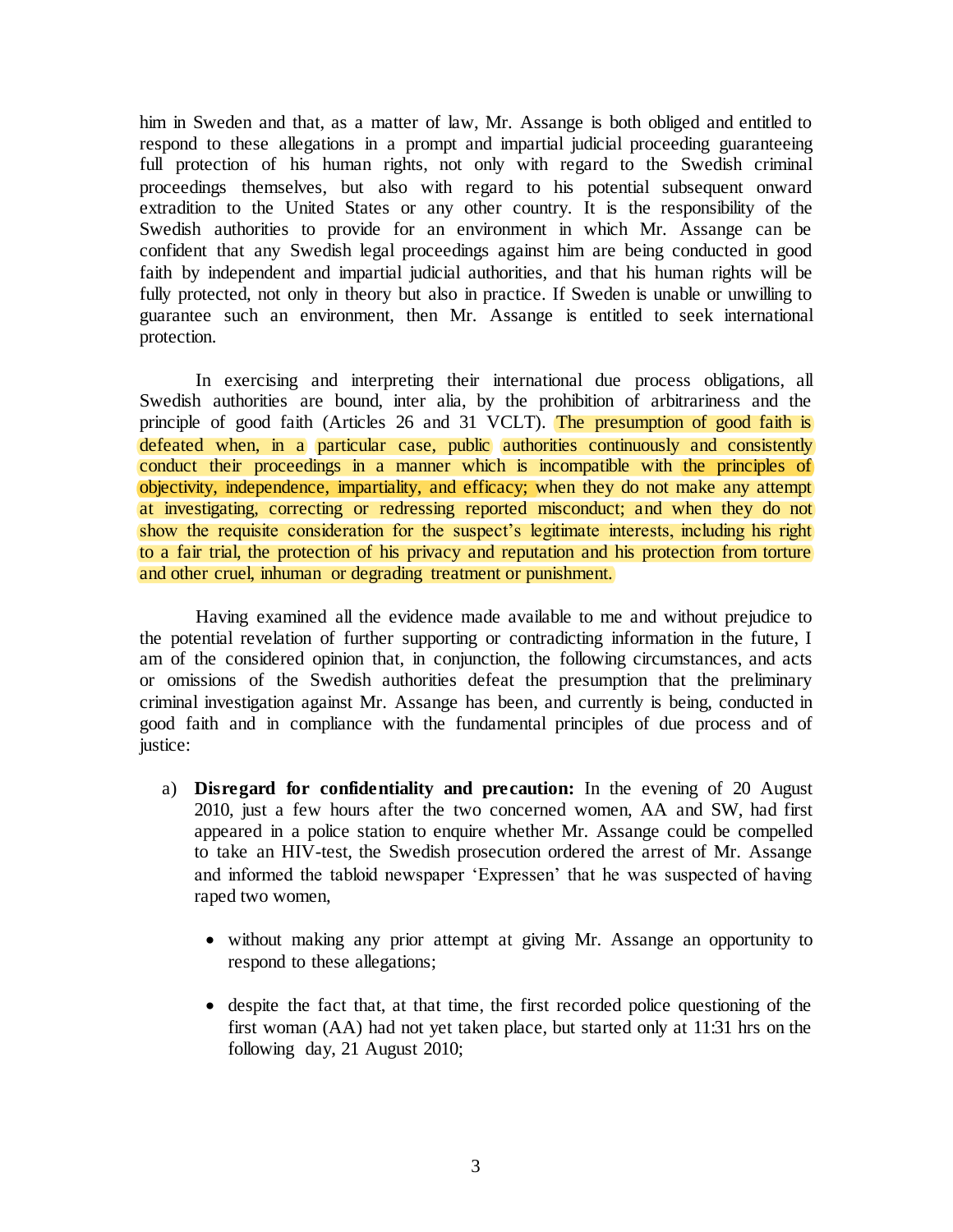him in Sweden and that, as a matter of law, Mr. Assange is both obliged and entitled to respond to these allegations in a prompt and impartial judicial proceeding guaranteeing full protection of his human rights, not only with regard to the Swedish criminal proceedings themselves, but also with regard to his potential subsequent onward extradition to the United States or any other country. It is the responsibility of the Swedish authorities to provide for an environment in which Mr. Assange can be confident that any Swedish legal proceedings against him are being conducted in good faith by independent and impartial judicial authorities, and that his human rights will be fully protected, not only in theory but also in practice. If Sweden is unable or unwilling to guarantee such an environment, then Mr. Assange is entitled to seek international protection.

In exercising and interpreting their international due process obligations, all Swedish authorities are bound, inter alia, by the prohibition of arbitrariness and the principle of good faith (Articles 26 and 31 VCLT). The presumption of good faith is defeated when, in a particular case, public authorities continuously and consistently conduct their proceedings in a manner which is incompatible with the principles of objectivity, independence, impartiality, and efficacy; when they do not make any attempt at investigating, correcting or redressing reported misconduct; and when they do not show the requisite consideration for the suspect's legitimate interests, including his right to a fair trial, the protection of his privacy and reputation and his protection from torture and other cruel, inhuman or degrading treatment or punishment.

Having examined all the evidence made available to me and without prejudice to the potential revelation of further supporting or contradicting information in the future, I am of the considered opinion that, in conjunction, the following circumstances, and acts or omissions of the Swedish authorities defeat the presumption that the preliminary criminal investigation against Mr. Assange has been, and currently is being, conducted in good faith and in compliance with the fundamental principles of due process and of justice:

a) **Disregard for confidentiality and precaution:** In the evening of 20 August 2010, just a few hours after the two concerned women, AA and SW, had first appeared in a police station to enquire whether Mr. Assange could be compelled to take an HIV-test, the Swedish prosecution ordered the arrest of Mr. Assange and informed the tabloid newspaper 'Expressen' that he was suspected of having raped two women,

   - without making any prior attempt at giving Mr. Assange an opportunity to respond to these allegations;

   - despite the fact that, at that time, the first recorded police questioning of the first woman (AA) had not yet taken place, but started only at 11:31 hrs on the following day, 21 August 2010;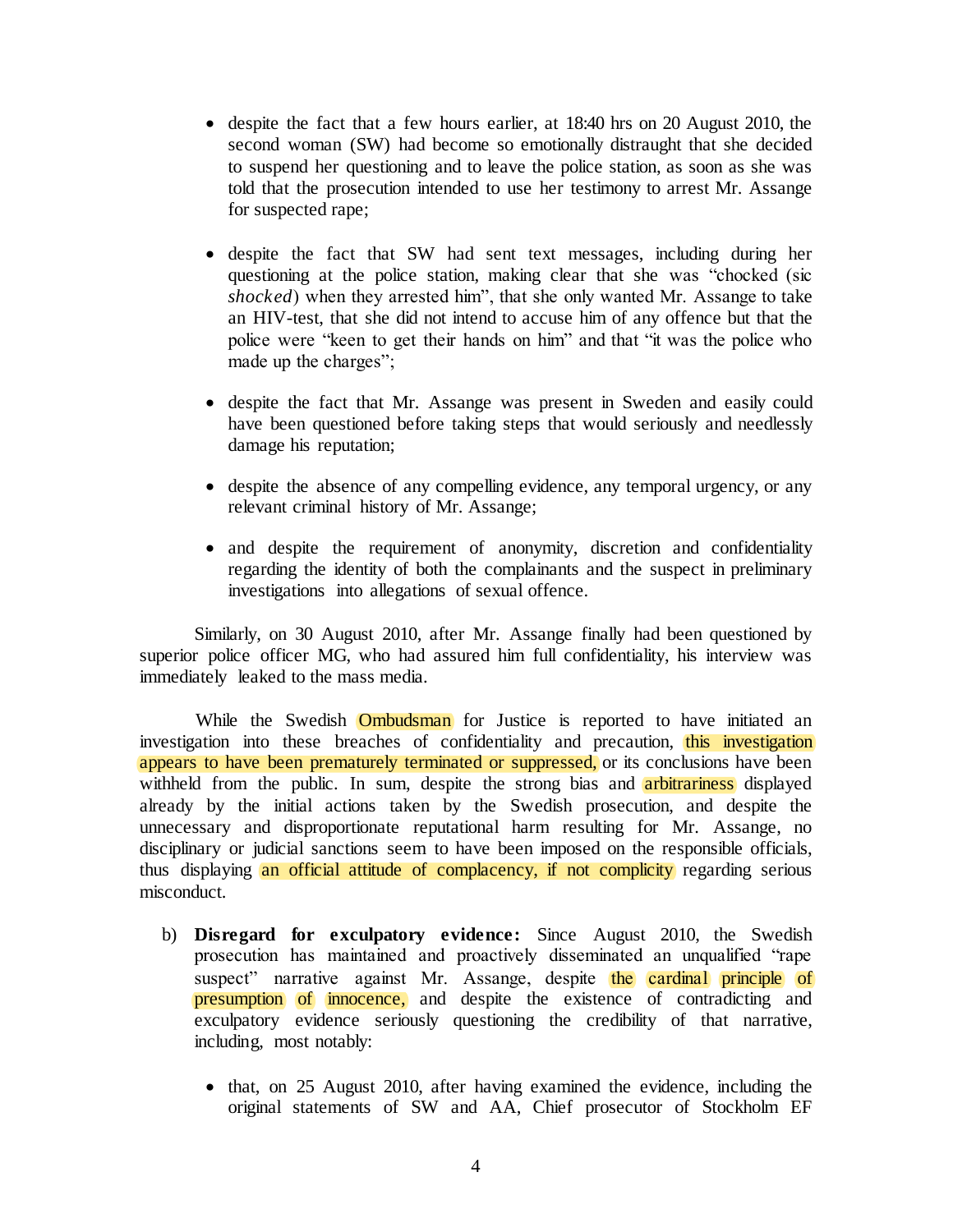- despite the fact that a few hours earlier, at 18:40 hrs on 20 August 2010, the second woman (SW) had become so emotionally distraught that she decided to suspend her questioning and to leave the police station, as soon as she was told that the prosecution intended to use her testimony to arrest Mr. Assange for suspected rape;

- despite the fact that SW had sent text messages, including during her questioning at the police station, making clear that she was "chocked (sic *shocked*) when they arrested him", that she only wanted Mr. Assange to take an HIV-test, that she did not intend to accuse him of any offence but that the police were "keen to get their hands on him" and that "it was the police who made up the charges";

- despite the fact that Mr. Assange was present in Sweden and easily could have been questioned before taking steps that would seriously and needlessly damage his reputation;

- despite the absence of any compelling evidence, any temporal urgency, or any relevant criminal history of Mr. Assange;

- and despite the requirement of anonymity, discretion and confidentiality regarding the identity of both the complainants and the suspect in preliminary investigations into allegations of sexual offence.

Similarly, on 30 August 2010, after Mr. Assange finally had been questioned by superior police officer MG, who had assured him full confidentiality, his interview was immediately leaked to the mass media.

While the Swedish Ombudsman for Justice is reported to have initiated an investigation into these breaches of confidentiality and precaution, this investigation appears to have been prematurely terminated or suppressed, or its conclusions have been withheld from the public. In sum, despite the strong bias and arbitrariness displayed already by the initial actions taken by the Swedish prosecution, and despite the unnecessary and disproportionate reputational harm resulting for Mr. Assange, no disciplinary or judicial sanctions seem to have been imposed on the responsible officials, thus displaying an official attitude of complacency, if not complicity regarding serious misconduct.

b) **Disregard for exculpatory evidence:** Since August 2010, the Swedish prosecution has maintained and proactively disseminated an unqualified "rape suspect" narrative against Mr. Assange, despite the cardinal principle of presumption of innocence, and despite the existence of contradicting and exculpatory evidence seriously questioning the credibility of that narrative, including, most notably:

   - that, on 25 August 2010, after having examined the evidence, including the original statements of SW and AA, Chief prosecutor of Stockholm EF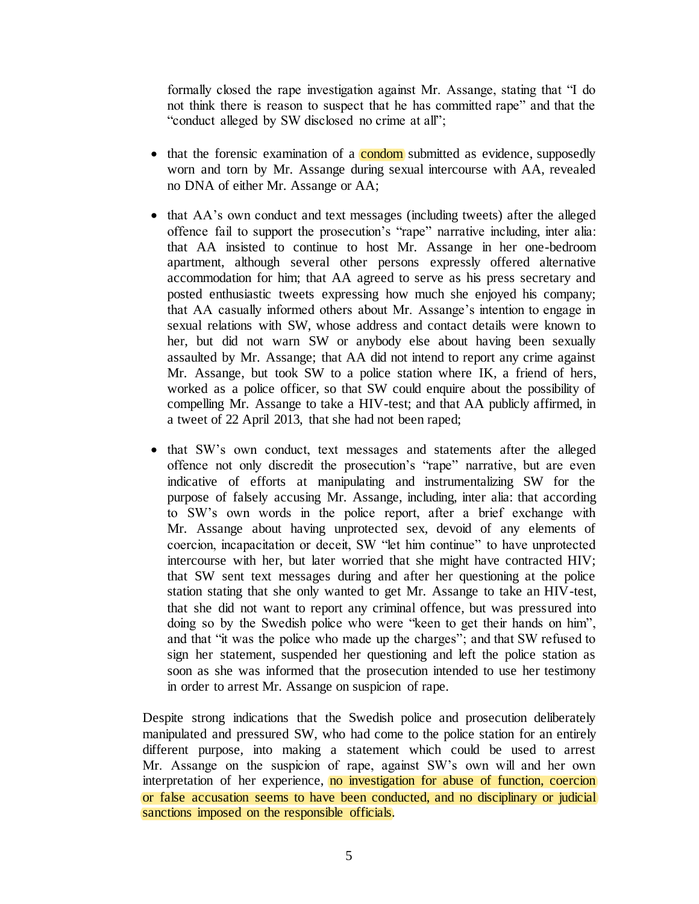formally closed the rape investigation against Mr. Assange, stating that "I do not think there is reason to suspect that he has committed rape" and that the "conduct alleged by SW disclosed no crime at all";

- that the forensic examination of a condom submitted as evidence, supposedly worn and torn by Mr. Assange during sexual intercourse with AA, revealed no DNA of either Mr. Assange or AA;

- that AA's own conduct and text messages (including tweets) after the alleged offence fail to support the prosecution's "rape" narrative including, inter alia: that AA insisted to continue to host Mr. Assange in her one-bedroom apartment, although several other persons expressly offered alternative accommodation for him; that AA agreed to serve as his press secretary and posted enthusiastic tweets expressing how much she enjoyed his company; that AA casually informed others about Mr. Assange's intention to engage in sexual relations with SW, whose address and contact details were known to her, but did not warn SW or anybody else about having been sexually assaulted by Mr. Assange; that AA did not intend to report any crime against Mr. Assange, but took SW to a police station where IK, a friend of hers, worked as a police officer, so that SW could enquire about the possibility of compelling Mr. Assange to take a HIV-test; and that AA publicly affirmed, in a tweet of 22 April 2013, that she had not been raped;

- that SW's own conduct, text messages and statements after the alleged offence not only discredit the prosecution's "rape" narrative, but are even indicative of efforts at manipulating and instrumentalizing SW for the purpose of falsely accusing Mr. Assange, including, inter alia: that according to SW's own words in the police report, after a brief exchange with Mr. Assange about having unprotected sex, devoid of any elements of coercion, incapacitation or deceit, SW "let him continue" to have unprotected intercourse with her, but later worried that she might have contracted HIV; that SW sent text messages during and after her questioning at the police station stating that she only wanted to get Mr. Assange to take an HIV-test, that she did not want to report any criminal offence, but was pressured into doing so by the Swedish police who were "keen to get their hands on him", and that "it was the police who made up the charges"; and that SW refused to sign her statement, suspended her questioning and left the police station as soon as she was informed that the prosecution intended to use her testimony in order to arrest Mr. Assange on suspicion of rape.

Despite strong indications that the Swedish police and prosecution deliberately manipulated and pressured SW, who had come to the police station for an entirely different purpose, into making a statement which could be used to arrest Mr. Assange on the suspicion of rape, against SW's own will and her own interpretation of her experience, no investigation for abuse of function, coercion or false accusation seems to have been conducted, and no disciplinary or judicial sanctions imposed on the responsible officials.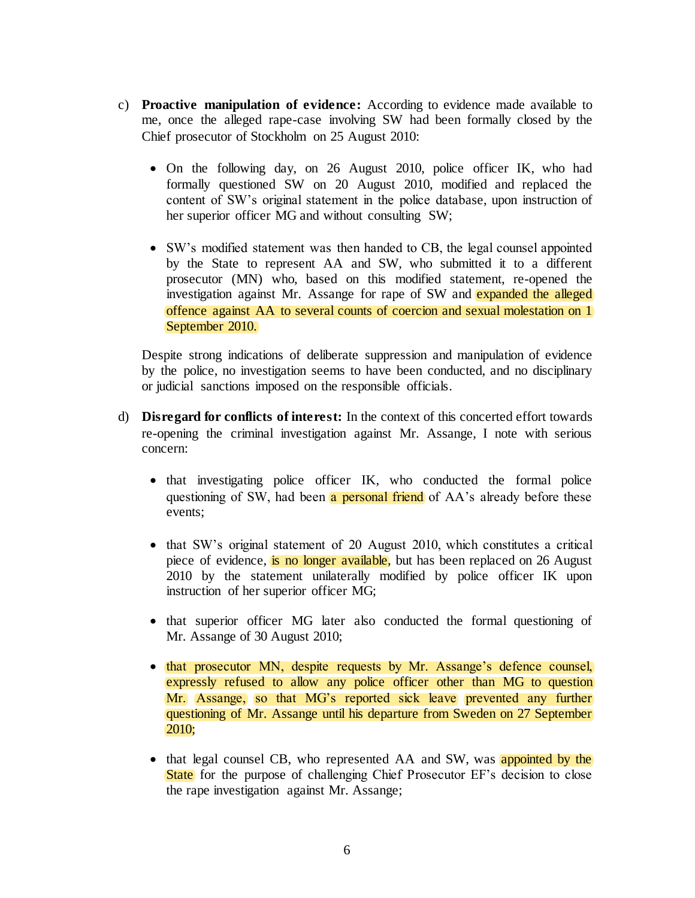c) **Proactive manipulation of evidence:** According to evidence made available to me, once the alleged rape-case involving SW had been formally closed by the Chief prosecutor of Stockholm on 25 August 2010:

- On the following day, on 26 August 2010, police officer IK, who had formally questioned SW on 20 August 2010, modified and replaced the content of SW's original statement in the police database, upon instruction of her superior officer MG and without consulting SW;

- SW's modified statement was then handed to CB, the legal counsel appointed by the State to represent AA and SW, who submitted it to a different prosecutor (MN) who, based on this modified statement, re-opened the investigation against Mr. Assange for rape of SW and expanded the alleged offence against AA to several counts of coercion and sexual molestation on 1 September 2010.

Despite strong indications of deliberate suppression and manipulation of evidence by the police, no investigation seems to have been conducted, and no disciplinary or judicial sanctions imposed on the responsible officials.

d) **Disregard for conflicts of interest:** In the context of this concerted effort towards re-opening the criminal investigation against Mr. Assange, I note with serious concern:

- that investigating police officer IK, who conducted the formal police questioning of SW, had been a personal friend of AA's already before these events;

- that SW's original statement of 20 August 2010, which constitutes a critical piece of evidence, is no longer available, but has been replaced on 26 August 2010 by the statement unilaterally modified by police officer IK upon instruction of her superior officer MG;

- that superior officer MG later also conducted the formal questioning of Mr. Assange of 30 August 2010;

- that prosecutor MN, despite requests by Mr. Assange's defence counsel, expressly refused to allow any police officer other than MG to question Mr. Assange, so that MG's reported sick leave prevented any further questioning of Mr. Assange until his departure from Sweden on 27 September 2010;

- that legal counsel CB, who represented AA and SW, was appointed by the State for the purpose of challenging Chief Prosecutor EF's decision to close the rape investigation against Mr. Assange;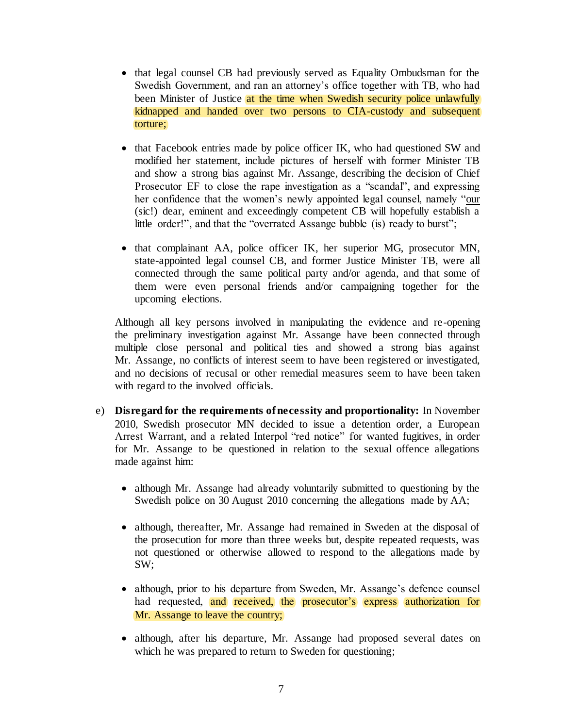- that legal counsel CB had previously served as Equality Ombudsman for the Swedish Government, and ran an attorney's office together with TB, who had been Minister of Justice at the time when Swedish security police unlawfully kidnapped and handed over two persons to CIA-custody and subsequent torture;

- that Facebook entries made by police officer IK, who had questioned SW and modified her statement, include pictures of herself with former Minister TB and show a strong bias against Mr. Assange, describing the decision of Chief Prosecutor EF to close the rape investigation as a "scandal", and expressing her confidence that the women's newly appointed legal counsel, namely "our (sic!) dear, eminent and exceedingly competent CB will hopefully establish a little order!", and that the "overrated Assange bubble (is) ready to burst";

- that complainant AA, police officer IK, her superior MG, prosecutor MN, state-appointed legal counsel CB, and former Justice Minister TB, were all connected through the same political party and/or agenda, and that some of them were even personal friends and/or campaigning together for the upcoming elections.

Although all key persons involved in manipulating the evidence and re-opening the preliminary investigation against Mr. Assange have been connected through multiple close personal and political ties and showed a strong bias against Mr. Assange, no conflicts of interest seem to have been registered or investigated, and no decisions of recusal or other remedial measures seem to have been taken with regard to the involved officials.

e) **Disregard for the requirements of necessity and proportionality:** In November 2010, Swedish prosecutor MN decided to issue a detention order, a European Arrest Warrant, and a related Interpol "red notice" for wanted fugitives, in order for Mr. Assange to be questioned in relation to the sexual offence allegations made against him:

   - although Mr. Assange had already voluntarily submitted to questioning by the Swedish police on 30 August 2010 concerning the allegations made by AA;

   - although, thereafter, Mr. Assange had remained in Sweden at the disposal of the prosecution for more than three weeks but, despite repeated requests, was not questioned or otherwise allowed to respond to the allegations made by SW;

   - although, prior to his departure from Sweden, Mr. Assange's defence counsel had requested, and received, the prosecutor's express authorization for Mr. Assange to leave the country;

   - although, after his departure, Mr. Assange had proposed several dates on which he was prepared to return to Sweden for questioning;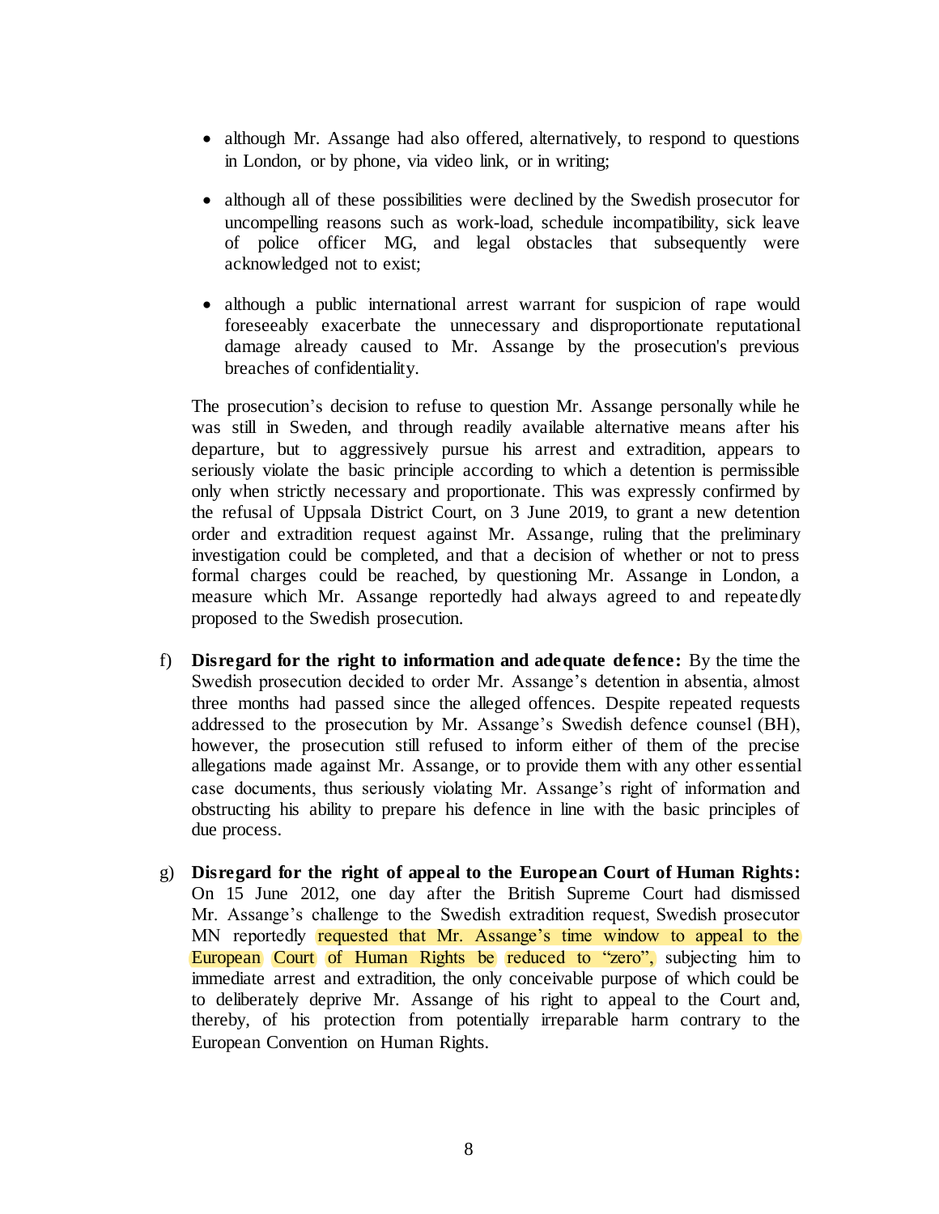- although Mr. Assange had also offered, alternatively, to respond to questions in London, or by phone, via video link, or in writing;
- although all of these possibilities were declined by the Swedish prosecutor for uncompelling reasons such as work-load, schedule incompatibility, sick leave of police officer MG, and legal obstacles that subsequently were acknowledged not to exist;
- although a public international arrest warrant for suspicion of rape would foreseeably exacerbate the unnecessary and disproportionate reputational damage already caused to Mr. Assange by the prosecution's previous breaches of confidentiality.

The prosecution's decision to refuse to question Mr. Assange personally while he was still in Sweden, and through readily available alternative means after his departure, but to aggressively pursue his arrest and extradition, appears to seriously violate the basic principle according to which a detention is permissible only when strictly necessary and proportionate. This was expressly confirmed by the refusal of Uppsala District Court, on 3 June 2019, to grant a new detention order and extradition request against Mr. Assange, ruling that the preliminary investigation could be completed, and that a decision of whether or not to press formal charges could be reached, by questioning Mr. Assange in London, a measure which Mr. Assange reportedly had always agreed to and repeatedly proposed to the Swedish prosecution.

f) **Disregard for the right to information and adequate defence:** By the time the Swedish prosecution decided to order Mr. Assange's detention in absentia, almost three months had passed since the alleged offences. Despite repeated requests addressed to the prosecution by Mr. Assange's Swedish defence counsel (BH), however, the prosecution still refused to inform either of them of the precise allegations made against Mr. Assange, or to provide them with any other essential case documents, thus seriously violating Mr. Assange's right of information and obstructing his ability to prepare his defence in line with the basic principles of due process.

g) **Disregard for the right of appeal to the European Court of Human Rights:** On 15 June 2012, one day after the British Supreme Court had dismissed Mr. Assange's challenge to the Swedish extradition request, Swedish prosecutor MN reportedly requested that Mr. Assange's time window to appeal to the European Court of Human Rights be reduced to "zero", subjecting him to immediate arrest and extradition, the only conceivable purpose of which could be to deliberately deprive Mr. Assange of his right to appeal to the Court and, thereby, of his protection from potentially irreparable harm contrary to the European Convention on Human Rights.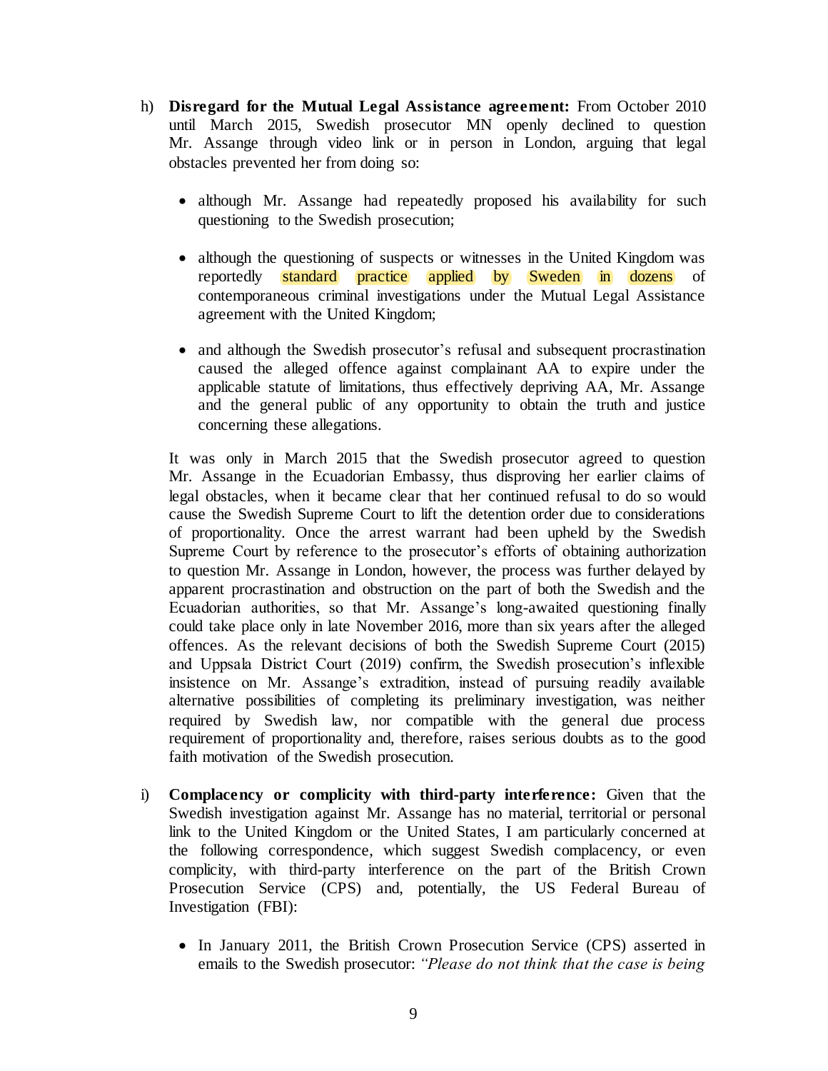h) **Disregard for the Mutual Legal Assistance agreement:** From October 2010 until March 2015, Swedish prosecutor MN openly declined to question Mr. Assange through video link or in person in London, arguing that legal obstacles prevented her from doing so:

- although Mr. Assange had repeatedly proposed his availability for such questioning to the Swedish prosecution;
- although the questioning of suspects or witnesses in the United Kingdom was reportedly standard practice applied by Sweden in dozens of contemporaneous criminal investigations under the Mutual Legal Assistance agreement with the United Kingdom;
- and although the Swedish prosecutor's refusal and subsequent procrastination caused the alleged offence against complainant AA to expire under the applicable statute of limitations, thus effectively depriving AA, Mr. Assange and the general public of any opportunity to obtain the truth and justice concerning these allegations.

It was only in March 2015 that the Swedish prosecutor agreed to question Mr. Assange in the Ecuadorian Embassy, thus disproving her earlier claims of legal obstacles, when it became clear that her continued refusal to do so would cause the Swedish Supreme Court to lift the detention order due to considerations of proportionality. Once the arrest warrant had been upheld by the Swedish Supreme Court by reference to the prosecutor's efforts of obtaining authorization to question Mr. Assange in London, however, the process was further delayed by apparent procrastination and obstruction on the part of both the Swedish and the Ecuadorian authorities, so that Mr. Assange's long-awaited questioning finally could take place only in late November 2016, more than six years after the alleged offences. As the relevant decisions of both the Swedish Supreme Court (2015) and Uppsala District Court (2019) confirm, the Swedish prosecution's inflexible insistence on Mr. Assange's extradition, instead of pursuing readily available alternative possibilities of completing its preliminary investigation, was neither required by Swedish law, nor compatible with the general due process requirement of proportionality and, therefore, raises serious doubts as to the good faith motivation of the Swedish prosecution.

i) **Complacency or complicity with third-party interference:** Given that the Swedish investigation against Mr. Assange has no material, territorial or personal link to the United Kingdom or the United States, I am particularly concerned at the following correspondence, which suggest Swedish complacency, or even complicity, with third-party interference on the part of the British Crown Prosecution Service (CPS) and, potentially, the US Federal Bureau of Investigation (FBI):

- In January 2011, the British Crown Prosecution Service (CPS) asserted in emails to the Swedish prosecutor: *"Please do not think that the case is being*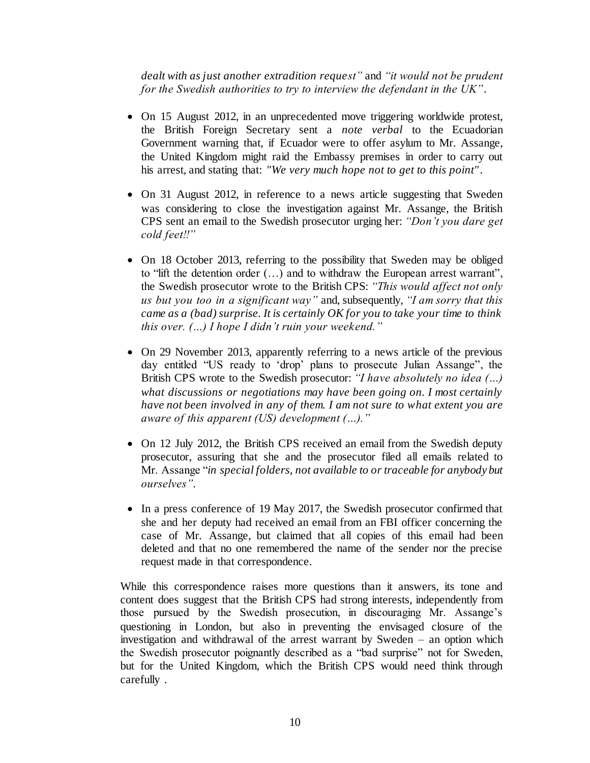*dealt with as just another extradition request"* and *"it would not be prudent for the Swedish authorities to try to interview the defendant in the UK"*.

- On 15 August 2012, in an unprecedented move triggering worldwide protest, the British Foreign Secretary sent a *note verbal* to the Ecuadorian Government warning that, if Ecuador were to offer asylum to Mr. Assange, the United Kingdom might raid the Embassy premises in order to carry out his arrest, and stating that: *"We very much hope not to get to this point"*.

- On 31 August 2012, in reference to a news article suggesting that Sweden was considering to close the investigation against Mr. Assange, the British CPS sent an email to the Swedish prosecutor urging her: *"Don't you dare get cold feet!!"*

- On 18 October 2013, referring to the possibility that Sweden may be obliged to "lift the detention order (…) and to withdraw the European arrest warrant", the Swedish prosecutor wrote to the British CPS: *"This would affect not only us but you too in a significant way"* and, subsequently, *"I am sorry that this came as a (bad) surprise. It is certainly OK for you to take your time to think this over. (…) I hope I didn't ruin your weekend."*

- On 29 November 2013, apparently referring to a news article of the previous day entitled "US ready to 'drop' plans to prosecute Julian Assange", the British CPS wrote to the Swedish prosecutor: *"I have absolutely no idea (…) what discussions or negotiations may have been going on. I most certainly have not been involved in any of them. I am not sure to what extent you are aware of this apparent (US) development (…)."*

- On 12 July 2012, the British CPS received an email from the Swedish deputy prosecutor, assuring that she and the prosecutor filed all emails related to Mr. Assange "*in special folders, not available to or traceable for anybody but ourselves"*.

- In a press conference of 19 May 2017, the Swedish prosecutor confirmed that she and her deputy had received an email from an FBI officer concerning the case of Mr. Assange, but claimed that all copies of this email had been deleted and that no one remembered the name of the sender nor the precise request made in that correspondence.

While this correspondence raises more questions than it answers, its tone and content does suggest that the British CPS had strong interests, independently from those pursued by the Swedish prosecution, in discouraging Mr. Assange's questioning in London, but also in preventing the envisaged closure of the investigation and withdrawal of the arrest warrant by Sweden – an option which the Swedish prosecutor poignantly described as a "bad surprise" not for Sweden, but for the United Kingdom, which the British CPS would need think through carefully .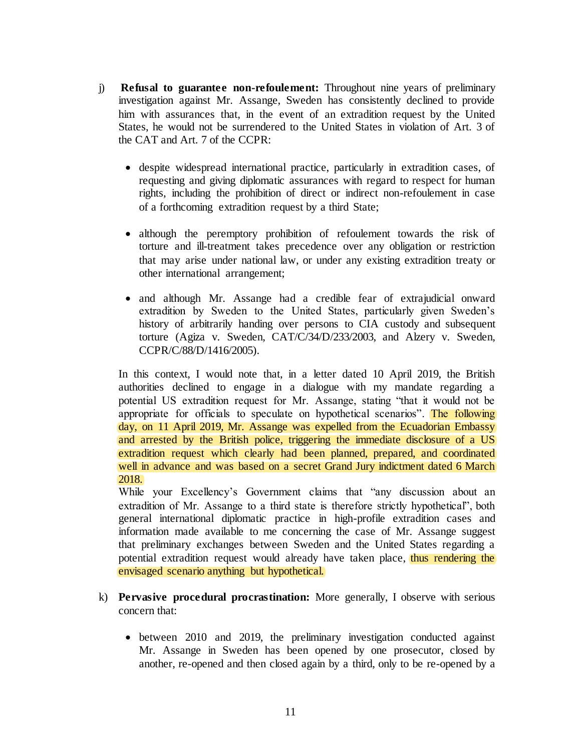j) **Refusal to guarantee non-refoulement:** Throughout nine years of preliminary investigation against Mr. Assange, Sweden has consistently declined to provide him with assurances that, in the event of an extradition request by the United States, he would not be surrendered to the United States in violation of Art. 3 of the CAT and Art. 7 of the CCPR:

- despite widespread international practice, particularly in extradition cases, of requesting and giving diplomatic assurances with regard to respect for human rights, including the prohibition of direct or indirect non-refoulement in case of a forthcoming extradition request by a third State;

- although the peremptory prohibition of refoulement towards the risk of torture and ill-treatment takes precedence over any obligation or restriction that may arise under national law, or under any existing extradition treaty or other international arrangement;

- and although Mr. Assange had a credible fear of extrajudicial onward extradition by Sweden to the United States, particularly given Sweden's history of arbitrarily handing over persons to CIA custody and subsequent torture (Agiza v. Sweden, CAT/C/34/D/233/2003, and Alzery v. Sweden, CCPR/C/88/D/1416/2005).

In this context, I would note that, in a letter dated 10 April 2019, the British authorities declined to engage in a dialogue with my mandate regarding a potential US extradition request for Mr. Assange, stating "that it would not be appropriate for officials to speculate on hypothetical scenarios". The following day, on 11 April 2019, Mr. Assange was expelled from the Ecuadorian Embassy and arrested by the British police, triggering the immediate disclosure of a US extradition request which clearly had been planned, prepared, and coordinated well in advance and was based on a secret Grand Jury indictment dated 6 March 2018.

While your Excellency's Government claims that "any discussion about an extradition of Mr. Assange to a third state is therefore strictly hypothetical", both general international diplomatic practice in high-profile extradition cases and information made available to me concerning the case of Mr. Assange suggest that preliminary exchanges between Sweden and the United States regarding a potential extradition request would already have taken place, thus rendering the envisaged scenario anything but hypothetical.

k) **Pervasive procedural procrastination:** More generally, I observe with serious concern that:

- between 2010 and 2019, the preliminary investigation conducted against Mr. Assange in Sweden has been opened by one prosecutor, closed by another, re-opened and then closed again by a third, only to be re-opened by a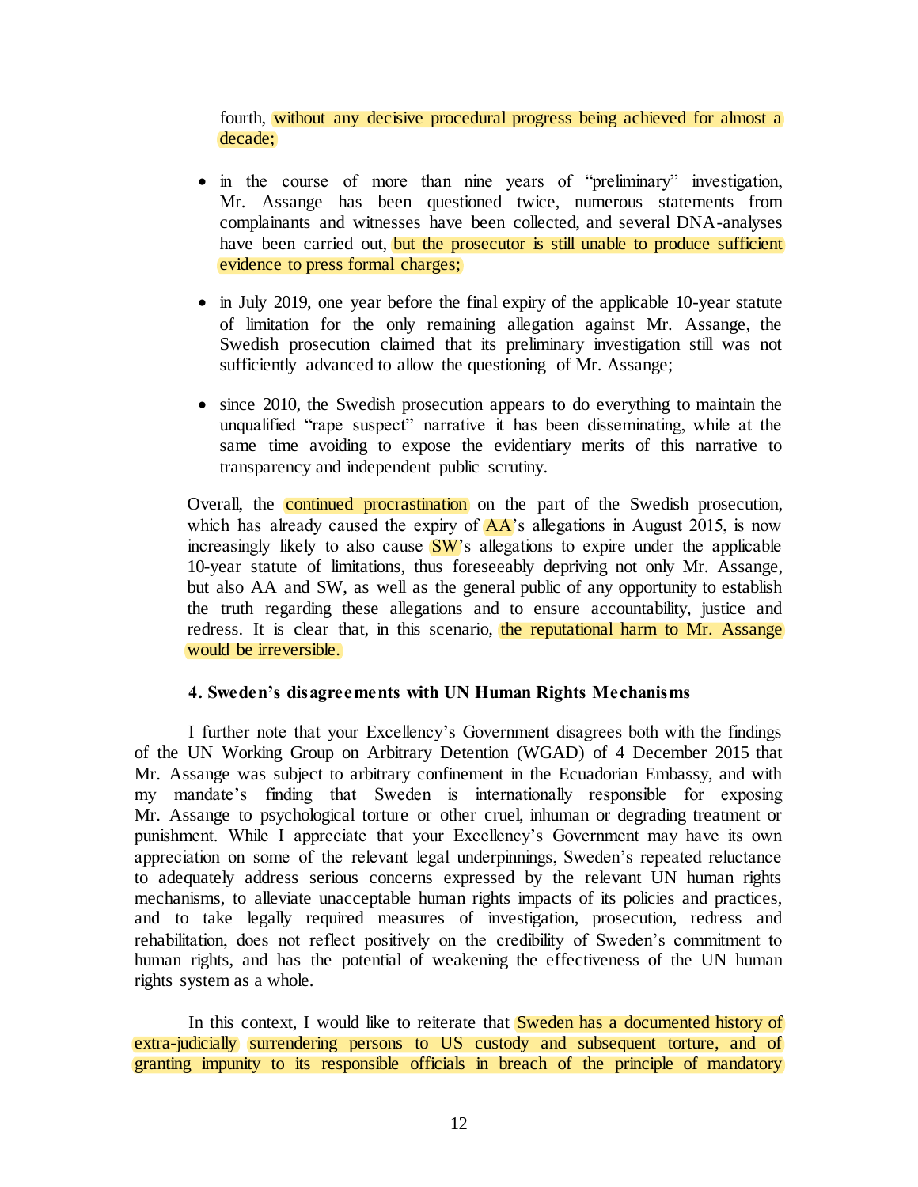fourth, without any decisive procedural progress being achieved for almost a decade;

- in the course of more than nine years of "preliminary" investigation, Mr. Assange has been questioned twice, numerous statements from complainants and witnesses have been collected, and several DNA-analyses have been carried out, but the prosecutor is still unable to produce sufficient evidence to press formal charges;

- in July 2019, one year before the final expiry of the applicable 10-year statute of limitation for the only remaining allegation against Mr. Assange, the Swedish prosecution claimed that its preliminary investigation still was not sufficiently advanced to allow the questioning of Mr. Assange;

- since 2010, the Swedish prosecution appears to do everything to maintain the unqualified "rape suspect" narrative it has been disseminating, while at the same time avoiding to expose the evidentiary merits of this narrative to transparency and independent public scrutiny.

Overall, the continued procrastination on the part of the Swedish prosecution, which has already caused the expiry of AA's allegations in August 2015, is now increasingly likely to also cause SW's allegations to expire under the applicable 10-year statute of limitations, thus foreseeably depriving not only Mr. Assange, but also AA and SW, as well as the general public of any opportunity to establish the truth regarding these allegations and to ensure accountability, justice and redress. It is clear that, in this scenario, the reputational harm to Mr. Assange would be irreversible.

**4. Sweden's disagreements with UN Human Rights Mechanisms**

I further note that your Excellency's Government disagrees both with the findings of the UN Working Group on Arbitrary Detention (WGAD) of 4 December 2015 that Mr. Assange was subject to arbitrary confinement in the Ecuadorian Embassy, and with my mandate's finding that Sweden is internationally responsible for exposing Mr. Assange to psychological torture or other cruel, inhuman or degrading treatment or punishment. While I appreciate that your Excellency's Government may have its own appreciation on some of the relevant legal underpinnings, Sweden's repeated reluctance to adequately address serious concerns expressed by the relevant UN human rights mechanisms, to alleviate unacceptable human rights impacts of its policies and practices, and to take legally required measures of investigation, prosecution, redress and rehabilitation, does not reflect positively on the credibility of Sweden's commitment to human rights, and has the potential of weakening the effectiveness of the UN human rights system as a whole.

In this context, I would like to reiterate that Sweden has a documented history of extra-judicially surrendering persons to US custody and subsequent torture, and of granting impunity to its responsible officials in breach of the principle of mandatory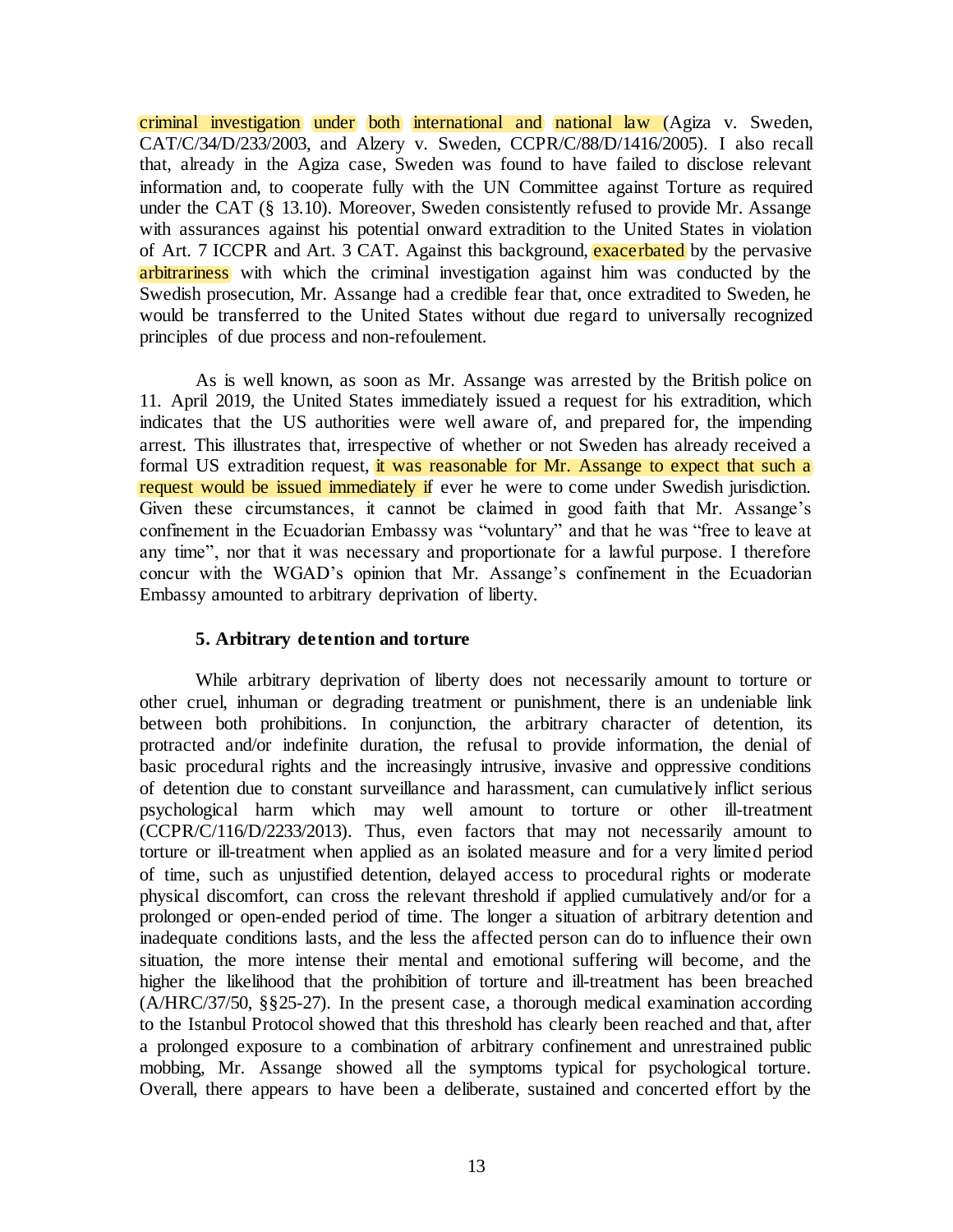criminal investigation under both international and national law (Agiza v. Sweden, CAT/C/34/D/233/2003, and Alzery v. Sweden, CCPR/C/88/D/1416/2005). I also recall that, already in the Agiza case, Sweden was found to have failed to disclose relevant information and, to cooperate fully with the UN Committee against Torture as required under the CAT (§ 13.10). Moreover, Sweden consistently refused to provide Mr. Assange with assurances against his potential onward extradition to the United States in violation of Art. 7 ICCPR and Art. 3 CAT. Against this background, exacerbated by the pervasive arbitrariness with which the criminal investigation against him was conducted by the Swedish prosecution, Mr. Assange had a credible fear that, once extradited to Sweden, he would be transferred to the United States without due regard to universally recognized principles of due process and non-refoulement.

As is well known, as soon as Mr. Assange was arrested by the British police on 11. April 2019, the United States immediately issued a request for his extradition, which indicates that the US authorities were well aware of, and prepared for, the impending arrest. This illustrates that, irrespective of whether or not Sweden has already received a formal US extradition request, it was reasonable for Mr. Assange to expect that such a request would be issued immediately if ever he were to come under Swedish jurisdiction. Given these circumstances, it cannot be claimed in good faith that Mr. Assange's confinement in the Ecuadorian Embassy was "voluntary" and that he was "free to leave at any time", nor that it was necessary and proportionate for a lawful purpose. I therefore concur with the WGAD's opinion that Mr. Assange's confinement in the Ecuadorian Embassy amounted to arbitrary deprivation of liberty.

### 5. Arbitrary detention and torture

While arbitrary deprivation of liberty does not necessarily amount to torture or other cruel, inhuman or degrading treatment or punishment, there is an undeniable link between both prohibitions. In conjunction, the arbitrary character of detention, its protracted and/or indefinite duration, the refusal to provide information, the denial of basic procedural rights and the increasingly intrusive, invasive and oppressive conditions of detention due to constant surveillance and harassment, can cumulatively inflict serious psychological harm which may well amount to torture or other ill-treatment (CCPR/C/116/D/2233/2013). Thus, even factors that may not necessarily amount to torture or ill-treatment when applied as an isolated measure and for a very limited period of time, such as unjustified detention, delayed access to procedural rights or moderate physical discomfort, can cross the relevant threshold if applied cumulatively and/or for a prolonged or open-ended period of time. The longer a situation of arbitrary detention and inadequate conditions lasts, and the less the affected person can do to influence their own situation, the more intense their mental and emotional suffering will become, and the higher the likelihood that the prohibition of torture and ill-treatment has been breached (A/HRC/37/50, §§25-27). In the present case, a thorough medical examination according to the Istanbul Protocol showed that this threshold has clearly been reached and that, after a prolonged exposure to a combination of arbitrary confinement and unrestrained public mobbing, Mr. Assange showed all the symptoms typical for psychological torture. Overall, there appears to have been a deliberate, sustained and concerted effort by the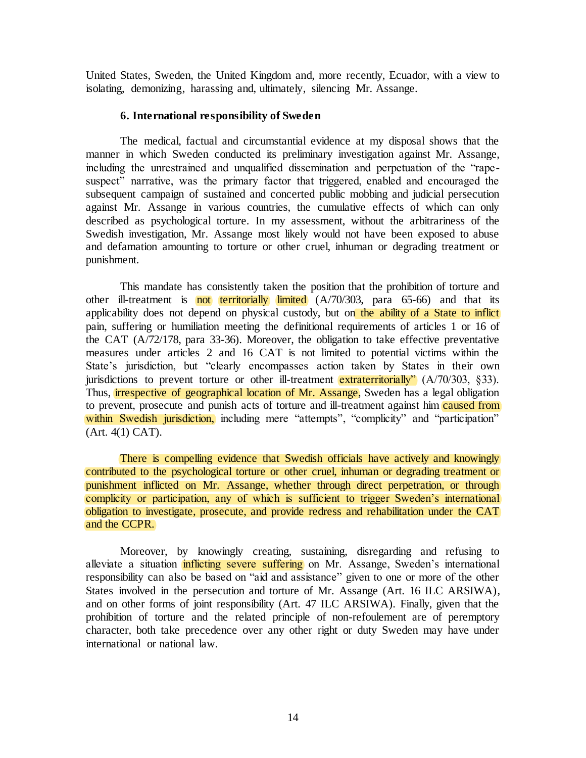United States, Sweden, the United Kingdom and, more recently, Ecuador, with a view to isolating, demonizing, harassing and, ultimately, silencing Mr. Assange.

### 6. International responsibility of Sweden

The medical, factual and circumstantial evidence at my disposal shows that the manner in which Sweden conducted its preliminary investigation against Mr. Assange, including the unrestrained and unqualified dissemination and perpetuation of the "rape-suspect" narrative, was the primary factor that triggered, enabled and encouraged the subsequent campaign of sustained and concerted public mobbing and judicial persecution against Mr. Assange in various countries, the cumulative effects of which can only described as psychological torture. In my assessment, without the arbitrariness of the Swedish investigation, Mr. Assange most likely would not have been exposed to abuse and defamation amounting to torture or other cruel, inhuman or degrading treatment or punishment.

This mandate has consistently taken the position that the prohibition of torture and other ill-treatment is not territorially limited (A/70/303, para 65-66) and that its applicability does not depend on physical custody, but on the ability of a State to inflict pain, suffering or humiliation meeting the definitional requirements of articles 1 or 16 of the CAT (A/72/178, para 33-36). Moreover, the obligation to take effective preventative measures under articles 2 and 16 CAT is not limited to potential victims within the State's jurisdiction, but "clearly encompasses action taken by States in their own jurisdictions to prevent torture or other ill-treatment extraterritorially" (A/70/303, §33). Thus, irrespective of geographical location of Mr. Assange, Sweden has a legal obligation to prevent, prosecute and punish acts of torture and ill-treatment against him caused from within Swedish jurisdiction, including mere "attempts", "complicity" and "participation" (Art. 4(1) CAT).

There is compelling evidence that Swedish officials have actively and knowingly contributed to the psychological torture or other cruel, inhuman or degrading treatment or punishment inflicted on Mr. Assange, whether through direct perpetration, or through complicity or participation, any of which is sufficient to trigger Sweden's international obligation to investigate, prosecute, and provide redress and rehabilitation under the CAT and the CCPR.

Moreover, by knowingly creating, sustaining, disregarding and refusing to alleviate a situation inflicting severe suffering on Mr. Assange, Sweden's international responsibility can also be based on "aid and assistance" given to one or more of the other States involved in the persecution and torture of Mr. Assange (Art. 16 ILC ARSIWA), and on other forms of joint responsibility (Art. 47 ILC ARSIWA). Finally, given that the prohibition of torture and the related principle of non-refoulement are of peremptory character, both take precedence over any other right or duty Sweden may have under international or national law.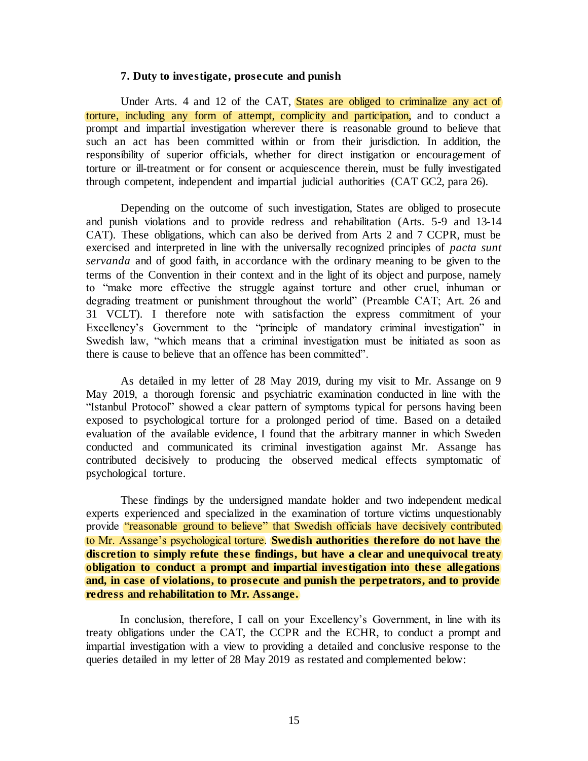### 7. Duty to investigate, prosecute and punish

Under Arts. 4 and 12 of the CAT, States are obliged to criminalize any act of torture, including any form of attempt, complicity and participation, and to conduct a prompt and impartial investigation wherever there is reasonable ground to believe that such an act has been committed within or from their jurisdiction. In addition, the responsibility of superior officials, whether for direct instigation or encouragement of torture or ill-treatment or for consent or acquiescence therein, must be fully investigated through competent, independent and impartial judicial authorities (CAT GC2, para 26).

Depending on the outcome of such investigation, States are obliged to prosecute and punish violations and to provide redress and rehabilitation (Arts. 5-9 and 13-14 CAT). These obligations, which can also be derived from Arts 2 and 7 CCPR, must be exercised and interpreted in line with the universally recognized principles of *pacta sunt servanda* and of good faith, in accordance with the ordinary meaning to be given to the terms of the Convention in their context and in the light of its object and purpose, namely to "make more effective the struggle against torture and other cruel, inhuman or degrading treatment or punishment throughout the world" (Preamble CAT; Art. 26 and 31 VCLT). I therefore note with satisfaction the express commitment of your Excellency's Government to the "principle of mandatory criminal investigation" in Swedish law, "which means that a criminal investigation must be initiated as soon as there is cause to believe that an offence has been committed".

As detailed in my letter of 28 May 2019, during my visit to Mr. Assange on 9 May 2019, a thorough forensic and psychiatric examination conducted in line with the "Istanbul Protocol" showed a clear pattern of symptoms typical for persons having been exposed to psychological torture for a prolonged period of time. Based on a detailed evaluation of the available evidence, I found that the arbitrary manner in which Sweden conducted and communicated its criminal investigation against Mr. Assange has contributed decisively to producing the observed medical effects symptomatic of psychological torture.

These findings by the undersigned mandate holder and two independent medical experts experienced and specialized in the examination of torture victims unquestionably provide "reasonable ground to believe" that Swedish officials have decisively contributed to Mr. Assange's psychological torture. **Swedish authorities therefore do not have the discretion to simply refute these findings, but have a clear and unequivocal treaty obligation to conduct a prompt and impartial investigation into these allegations and, in case of violations, to prosecute and punish the perpetrators, and to provide redress and rehabilitation to Mr. Assange.**

In conclusion, therefore, I call on your Excellency's Government, in line with its treaty obligations under the CAT, the CCPR and the ECHR, to conduct a prompt and impartial investigation with a view to providing a detailed and conclusive response to the queries detailed in my letter of 28 May 2019 as restated and complemented below: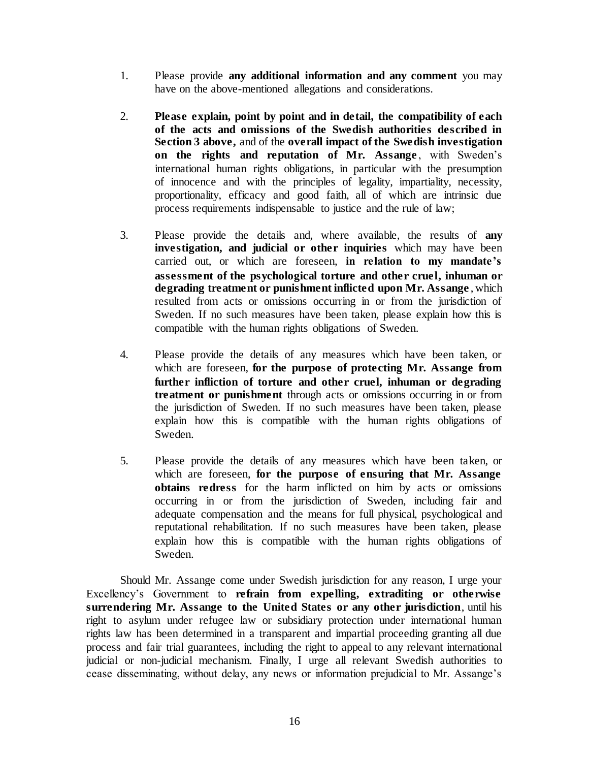1. Please provide **any additional information and any comment** you may have on the above-mentioned allegations and considerations.

2. **Please explain, point by point and in detail, the compatibility of each of the acts and omissions of the Swedish authorities described in Section 3 above,** and of the **overall impact of the Swedish investigation on the rights and reputation of Mr. Assange**, with Sweden's international human rights obligations, in particular with the presumption of innocence and with the principles of legality, impartiality, necessity, proportionality, efficacy and good faith, all of which are intrinsic due process requirements indispensable to justice and the rule of law;

3. Please provide the details and, where available, the results of **any investigation, and judicial or other inquiries** which may have been carried out, or which are foreseen, **in relation to my mandate's assessment of the psychological torture and other cruel, inhuman or degrading treatment or punishment inflicted upon Mr. Assange**, which resulted from acts or omissions occurring in or from the jurisdiction of Sweden. If no such measures have been taken, please explain how this is compatible with the human rights obligations of Sweden.

4. Please provide the details of any measures which have been taken, or which are foreseen, **for the purpose of protecting Mr. Assange from further infliction of torture and other cruel, inhuman or degrading treatment or punishment** through acts or omissions occurring in or from the jurisdiction of Sweden. If no such measures have been taken, please explain how this is compatible with the human rights obligations of Sweden.

5. Please provide the details of any measures which have been taken, or which are foreseen, **for the purpose of ensuring that Mr. Assange obtains redress** for the harm inflicted on him by acts or omissions occurring in or from the jurisdiction of Sweden, including fair and adequate compensation and the means for full physical, psychological and reputational rehabilitation. If no such measures have been taken, please explain how this is compatible with the human rights obligations of Sweden.

Should Mr. Assange come under Swedish jurisdiction for any reason, I urge your Excellency's Government to **refrain from expelling, extraditing or otherwise surrendering Mr. Assange to the United States or any other jurisdiction**, until his right to asylum under refugee law or subsidiary protection under international human rights law has been determined in a transparent and impartial proceeding granting all due process and fair trial guarantees, including the right to appeal to any relevant international judicial or non-judicial mechanism. Finally, I urge all relevant Swedish authorities to cease disseminating, without delay, any news or information prejudicial to Mr. Assange's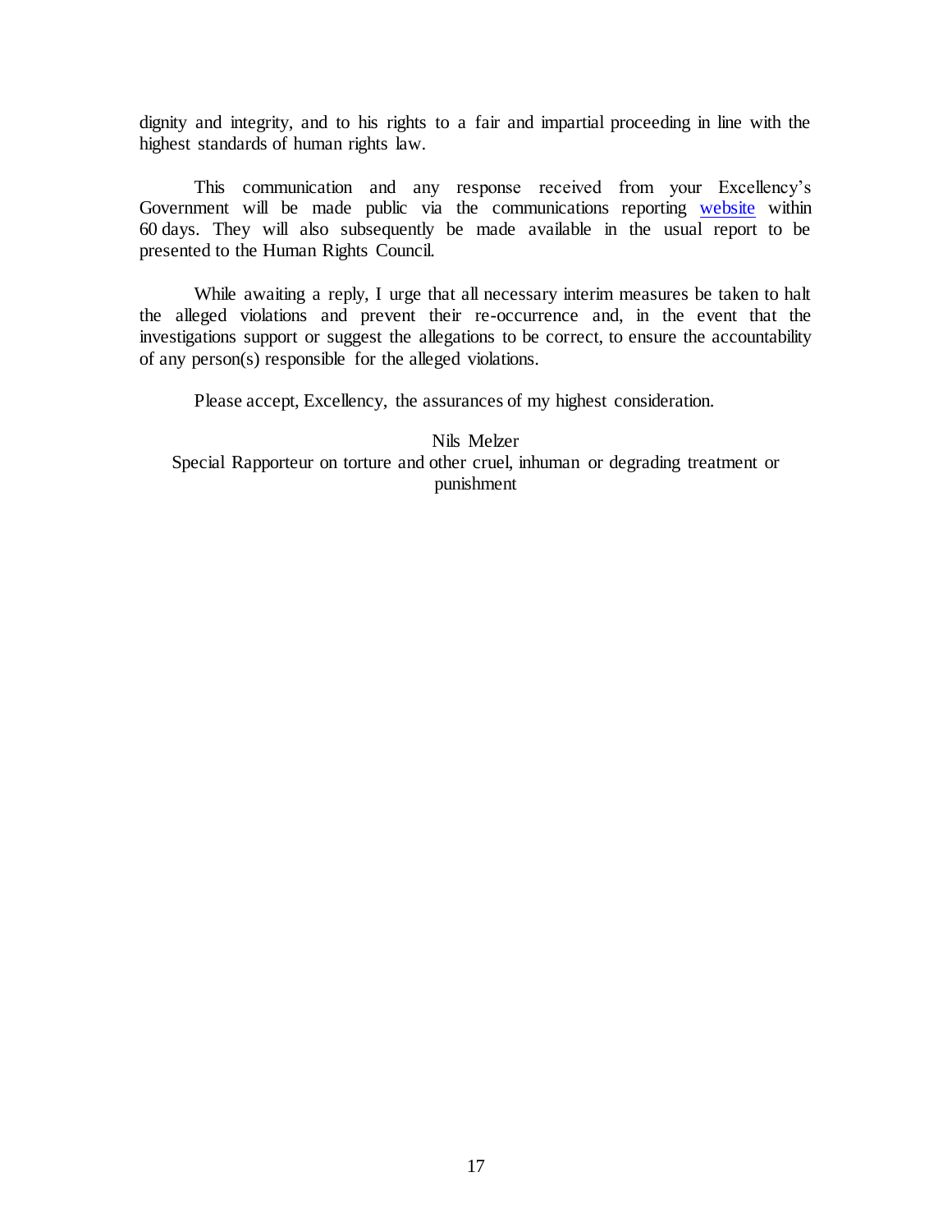dignity and integrity, and to his rights to a fair and impartial proceeding in line with the highest standards of human rights law.

This communication and any response received from your Excellency's Government will be made public via the communications reporting website within 60 days. They will also subsequently be made available in the usual report to be presented to the Human Rights Council.

While awaiting a reply, I urge that all necessary interim measures be taken to halt the alleged violations and prevent their re-occurrence and, in the event that the investigations support or suggest the allegations to be correct, to ensure the accountability of any person(s) responsible for the alleged violations.

Please accept, Excellency, the assurances of my highest consideration.

Nils Melzer
Special Rapporteur on torture and other cruel, inhuman or degrading treatment or punishment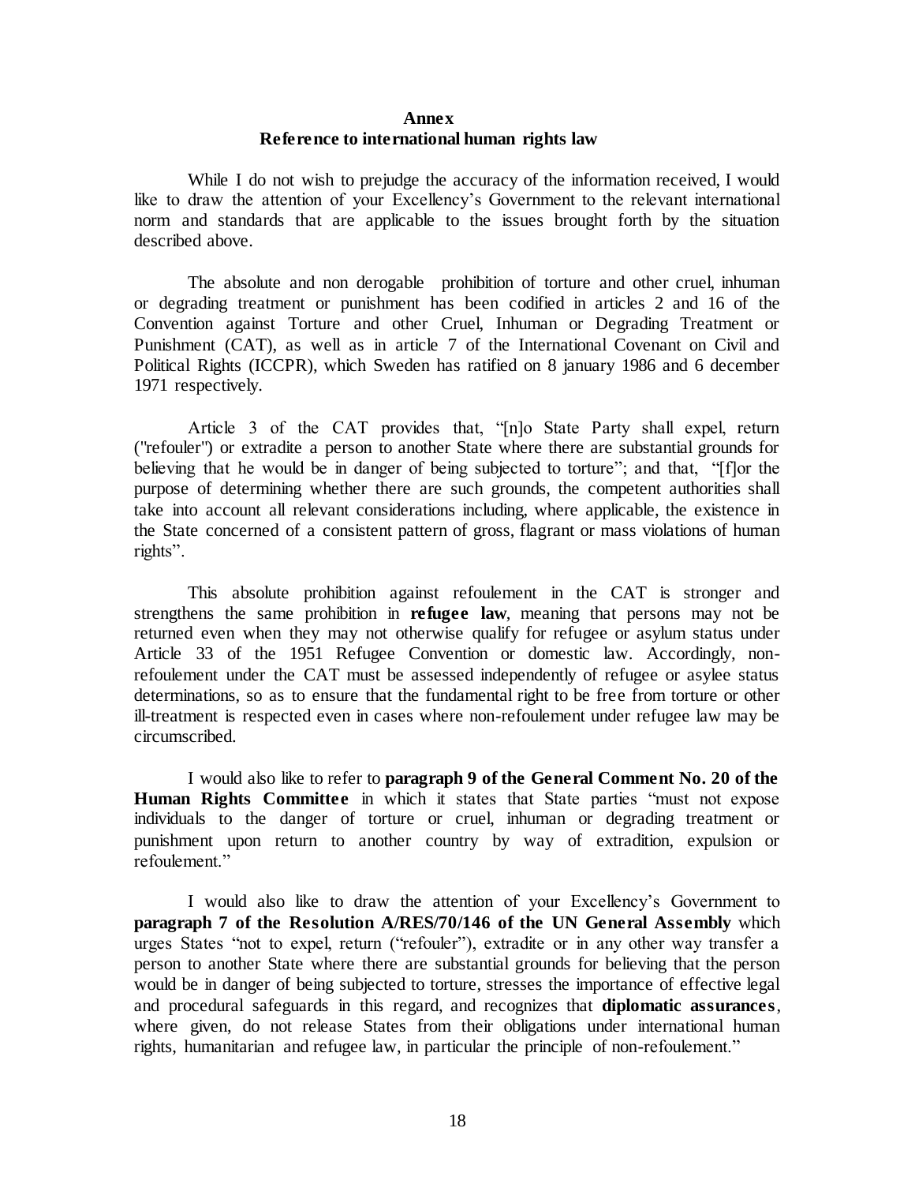# Annex
## Reference to international human rights law

While I do not wish to prejudge the accuracy of the information received, I would like to draw the attention of your Excellency's Government to the relevant international norm and standards that are applicable to the issues brought forth by the situation described above.

The absolute and non derogable prohibition of torture and other cruel, inhuman or degrading treatment or punishment has been codified in articles 2 and 16 of the Convention against Torture and other Cruel, Inhuman or Degrading Treatment or Punishment (CAT), as well as in article 7 of the International Covenant on Civil and Political Rights (ICCPR), which Sweden has ratified on 8 january 1986 and 6 december 1971 respectively.

Article 3 of the CAT provides that, "[n]o State Party shall expel, return ("refouler") or extradite a person to another State where there are substantial grounds for believing that he would be in danger of being subjected to torture"; and that, "[f]or the purpose of determining whether there are such grounds, the competent authorities shall take into account all relevant considerations including, where applicable, the existence in the State concerned of a consistent pattern of gross, flagrant or mass violations of human rights".

This absolute prohibition against refoulement in the CAT is stronger and strengthens the same prohibition in **refugee law**, meaning that persons may not be returned even when they may not otherwise qualify for refugee or asylum status under Article 33 of the 1951 Refugee Convention or domestic law. Accordingly, non-refoulement under the CAT must be assessed independently of refugee or asylee status determinations, so as to ensure that the fundamental right to be free from torture or other ill-treatment is respected even in cases where non-refoulement under refugee law may be circumscribed.

I would also like to refer to **paragraph 9 of the General Comment No. 20 of the Human Rights Committee** in which it states that State parties "must not expose individuals to the danger of torture or cruel, inhuman or degrading treatment or punishment upon return to another country by way of extradition, expulsion or refoulement."

I would also like to draw the attention of your Excellency's Government to **paragraph 7 of the Resolution A/RES/70/146 of the UN General Assembly** which urges States "not to expel, return ("refouler"), extradite or in any other way transfer a person to another State where there are substantial grounds for believing that the person would be in danger of being subjected to torture, stresses the importance of effective legal and procedural safeguards in this regard, and recognizes that **diplomatic assurances**, where given, do not release States from their obligations under international human rights, humanitarian and refugee law, in particular the principle of non-refoulement."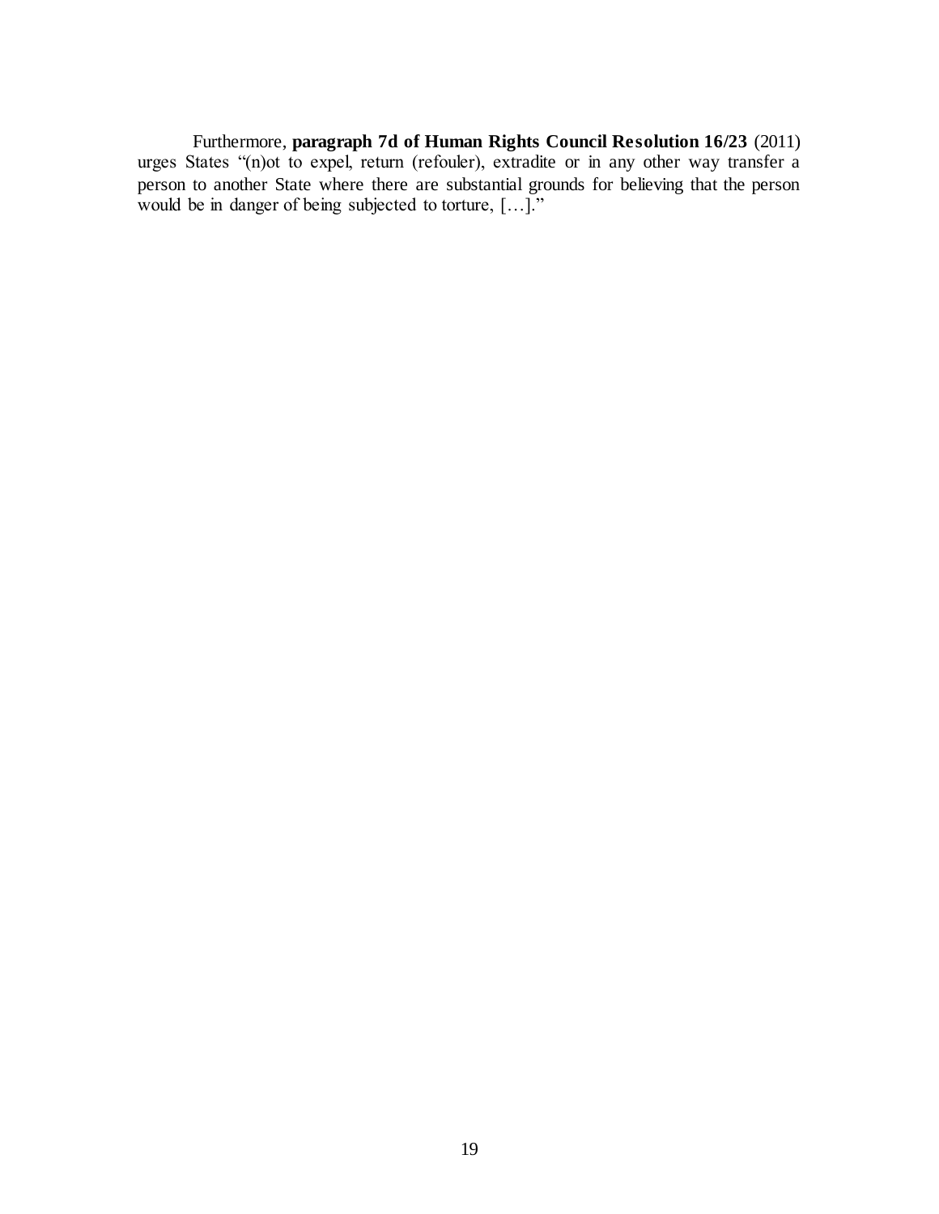Furthermore, **paragraph 7d of Human Rights Council Resolution 16/23** (2011) urges States "(n)ot to expel, return (refouler), extradite or in any other way transfer a person to another State where there are substantial grounds for believing that the person would be in danger of being subjected to torture, […]."